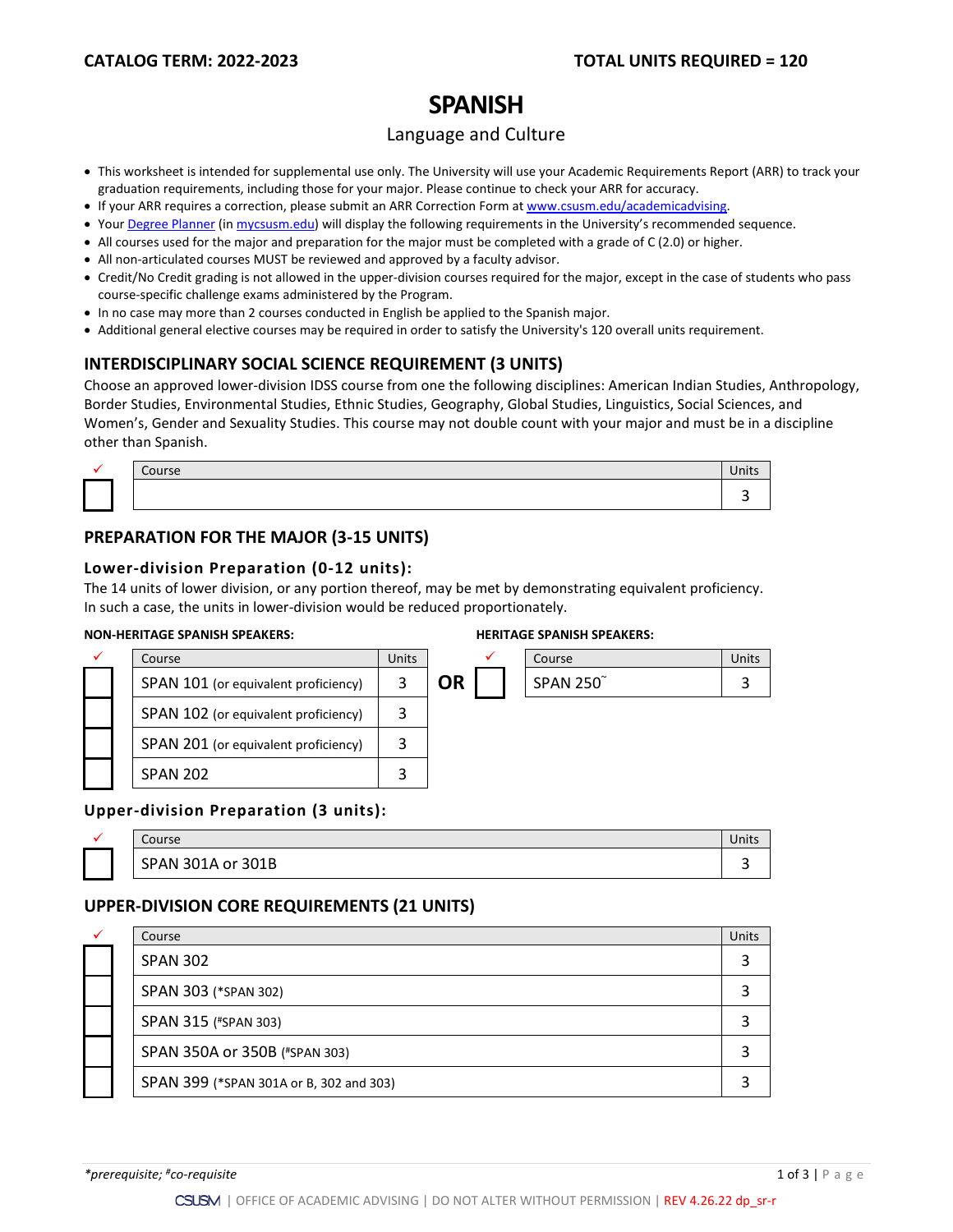**CATALOG TERM: 2022-2023** **TOTAL UNITS REQUIRED = 120**

# SPANISH

## Language and Culture

- This worksheet is intended for supplemental use only. The University will use your Academic Requirements Report (ARR) to track your graduation requirements, including those for your major. Please continue to check your ARR for accuracy.
- If your ARR requires a correction, please submit an ARR Correction Form at www.csusm.edu/academicadvising.
- Your Degree Planner (in mycsusm.edu) will display the following requirements in the University's recommended sequence.
- All courses used for the major and preparation for the major must be completed with a grade of C (2.0) or higher.
- All non-articulated courses MUST be reviewed and approved by a faculty advisor.
- Credit/No Credit grading is not allowed in the upper-division courses required for the major, except in the case of students who pass course-specific challenge exams administered by the Program.
- In no case may more than 2 courses conducted in English be applied to the Spanish major.
- Additional general elective courses may be required in order to satisfy the University's 120 overall units requirement.

### INTERDISCIPLINARY SOCIAL SCIENCE REQUIREMENT (3 UNITS)

Choose an approved lower-division IDSS course from one the following disciplines: American Indian Studies, Anthropology, Border Studies, Environmental Studies, Ethnic Studies, Geography, Global Studies, Linguistics, Social Sciences, and Women's, Gender and Sexuality Studies. This course may not double count with your major and must be in a discipline other than Spanish.

| ✓ | Course | Units |
|---|---|---|
| ☐ | | 3 |

### PREPARATION FOR THE MAJOR (3-15 UNITS)

#### Lower-division Preparation (0-12 units):

The 14 units of lower division, or any portion thereof, may be met by demonstrating equivalent proficiency. In such a case, the units in lower-division would be reduced proportionately.

**NON-HERITAGE SPANISH SPEAKERS:**

| ✓ | Course | Units |
|---|---|---|
| ☐ | SPAN 101 (or equivalent proficiency) | 3 |
| ☐ | SPAN 102 (or equivalent proficiency) | 3 |
| ☐ | SPAN 201 (or equivalent proficiency) | 3 |
| ☐ | SPAN 202 | 3 |

**OR**

**HERITAGE SPANISH SPEAKERS:**

| ✓ | Course | Units |
|---|---|---|
| ☐ | SPAN 250˜ | 3 |

#### Upper-division Preparation (3 units):

| ✓ | Course | Units |
|---|---|---|
| ☐ | SPAN 301A or 301B | 3 |

### UPPER-DIVISION CORE REQUIREMENTS (21 UNITS)

| ✓ | Course | Units |
|---|---|---|
| ☐ | SPAN 302 | 3 |
| ☐ | SPAN 303 (*SPAN 302) | 3 |
| ☐ | SPAN 315 (#SPAN 303) | 3 |
| ☐ | SPAN 350A or 350B (#SPAN 303) | 3 |
| ☐ | SPAN 399 (*SPAN 301A or B, 302 and 303) | 3 |

*\*prerequisite; #co-requisite*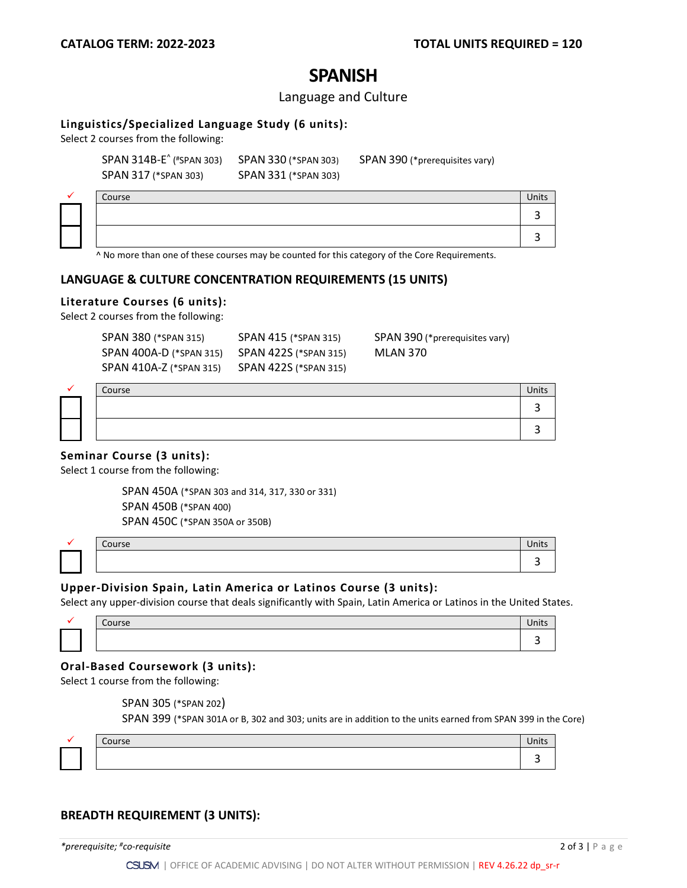**CATALOG TERM: 2022-2023** **TOTAL UNITS REQUIRED = 120**

# SPANISH

Language and Culture

### Linguistics/Specialized Language Study (6 units):

Select 2 courses from the following:

SPAN 314B-E^ (#SPAN 303) SPAN 330 (*SPAN 303) SPAN 390 (*prerequisites vary)
SPAN 317 (*SPAN 303) SPAN 331 (*SPAN 303)

| ✓ | Course | Units |
|---|---|---|
| ☐ | | 3 |
| ☐ | | 3 |

^ No more than one of these courses may be counted for this category of the Core Requirements.

## LANGUAGE & CULTURE CONCENTRATION REQUIREMENTS (15 UNITS)

### Literature Courses (6 units):

Select 2 courses from the following:

SPAN 380 (*SPAN 315) SPAN 415 (*SPAN 315) SPAN 390 (*prerequisites vary)
SPAN 400A-D (*SPAN 315) SPAN 422S (*SPAN 315) MLAN 370
SPAN 410A-Z (*SPAN 315) SPAN 422S (*SPAN 315)

| ✓ | Course | Units |
|---|---|---|
| ☐ | | 3 |
| ☐ | | 3 |

### Seminar Course (3 units):

Select 1 course from the following:

SPAN 450A (*SPAN 303 and 314, 317, 330 or 331)
SPAN 450B (*SPAN 400)
SPAN 450C (*SPAN 350A or 350B)

| ✓ | Course | Units |
|---|---|---|
| ☐ | | 3 |

### Upper-Division Spain, Latin America or Latinos Course (3 units):

Select any upper-division course that deals significantly with Spain, Latin America or Latinos in the United States.

| ✓ | Course | Units |
|---|---|---|
| ☐ | | 3 |

### Oral-Based Coursework (3 units):

Select 1 course from the following:

SPAN 305 (*SPAN 202)
SPAN 399 (*SPAN 301A or B, 302 and 303; units are in addition to the units earned from SPAN 399 in the Core)

| ✓ | Course | Units |
|---|---|---|
| ☐ | | 3 |

## BREADTH REQUIREMENT (3 UNITS):

*\*prerequisite; #co-requisite*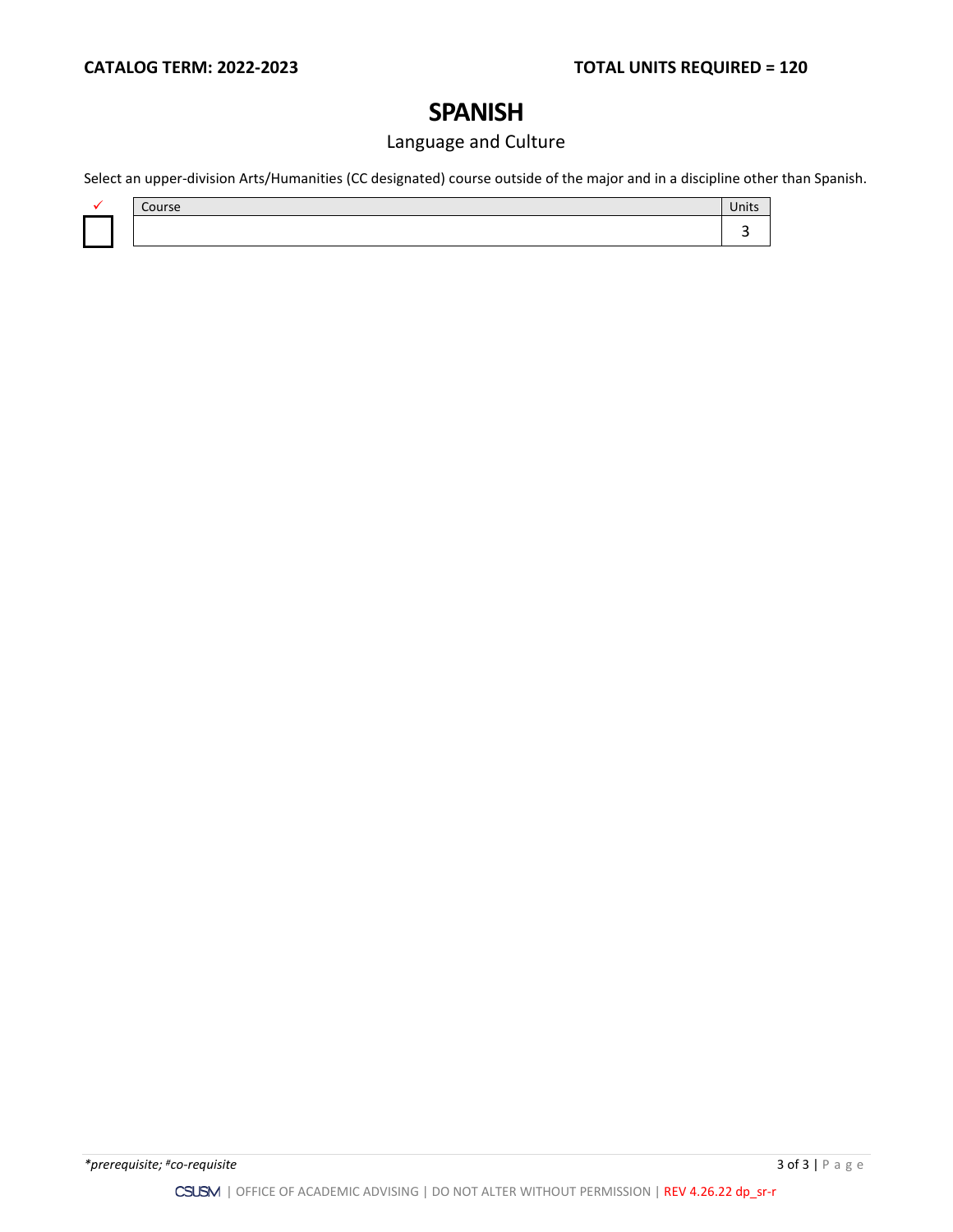**CATALOG TERM: 2022-2023** **TOTAL UNITS REQUIRED = 120**

# SPANISH

## Language and Culture

Select an upper-division Arts/Humanities (CC designated) course outside of the major and in a discipline other than Spanish.

| ✓ | Course | Units |
|---|---|---|
| ☐ | | 3 |

*\*prerequisite; #co-requisite*